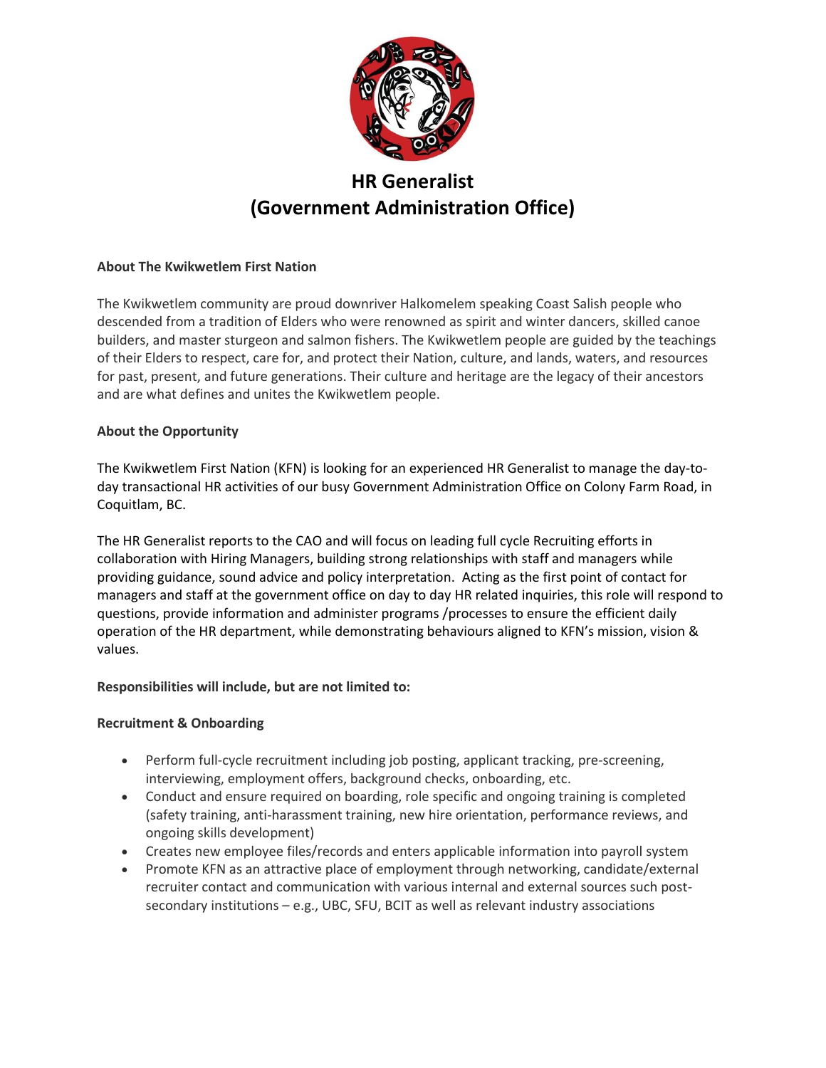# HR Generalist
# (Government Administration Office)

**About The Kwikwetlem First Nation**

The Kwikwetlem community are proud downriver Halkomelem speaking Coast Salish people who descended from a tradition of Elders who were renowned as spirit and winter dancers, skilled canoe builders, and master sturgeon and salmon fishers. The Kwikwetlem people are guided by the teachings of their Elders to respect, care for, and protect their Nation, culture, and lands, waters, and resources for past, present, and future generations. Their culture and heritage are the legacy of their ancestors and are what defines and unites the Kwikwetlem people.

**About the Opportunity**

The Kwikwetlem First Nation (KFN) is looking for an experienced HR Generalist to manage the day-to-day transactional HR activities of our busy Government Administration Office on Colony Farm Road, in Coquitlam, BC.

The HR Generalist reports to the CAO and will focus on leading full cycle Recruiting efforts in collaboration with Hiring Managers, building strong relationships with staff and managers while providing guidance, sound advice and policy interpretation. Acting as the first point of contact for managers and staff at the government office on day to day HR related inquiries, this role will respond to questions, provide information and administer programs /processes to ensure the efficient daily operation of the HR department, while demonstrating behaviours aligned to KFN's mission, vision & values.

**Responsibilities will include, but are not limited to:**

**Recruitment & Onboarding**

- Perform full-cycle recruitment including job posting, applicant tracking, pre-screening, interviewing, employment offers, background checks, onboarding, etc.
- Conduct and ensure required on boarding, role specific and ongoing training is completed (safety training, anti-harassment training, new hire orientation, performance reviews, and ongoing skills development)
- Creates new employee files/records and enters applicable information into payroll system
- Promote KFN as an attractive place of employment through networking, candidate/external recruiter contact and communication with various internal and external sources such post-secondary institutions – e.g., UBC, SFU, BCIT as well as relevant industry associations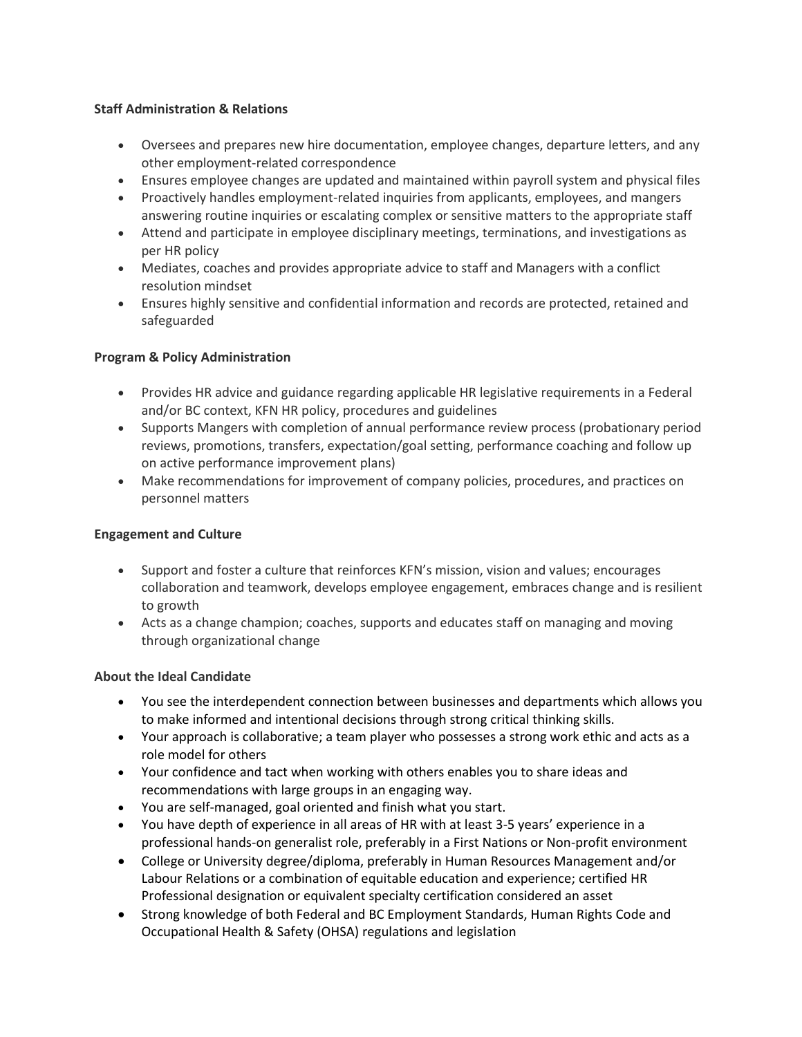**Staff Administration & Relations**

- Oversees and prepares new hire documentation, employee changes, departure letters, and any other employment-related correspondence
- Ensures employee changes are updated and maintained within payroll system and physical files
- Proactively handles employment-related inquiries from applicants, employees, and mangers answering routine inquiries or escalating complex or sensitive matters to the appropriate staff
- Attend and participate in employee disciplinary meetings, terminations, and investigations as per HR policy
- Mediates, coaches and provides appropriate advice to staff and Managers with a conflict resolution mindset
- Ensures highly sensitive and confidential information and records are protected, retained and safeguarded

**Program & Policy Administration**

- Provides HR advice and guidance regarding applicable HR legislative requirements in a Federal and/or BC context, KFN HR policy, procedures and guidelines
- Supports Mangers with completion of annual performance review process (probationary period reviews, promotions, transfers, expectation/goal setting, performance coaching and follow up on active performance improvement plans)
- Make recommendations for improvement of company policies, procedures, and practices on personnel matters

**Engagement and Culture**

- Support and foster a culture that reinforces KFN's mission, vision and values; encourages collaboration and teamwork, develops employee engagement, embraces change and is resilient to growth
- Acts as a change champion; coaches, supports and educates staff on managing and moving through organizational change

**About the Ideal Candidate**

- You see the interdependent connection between businesses and departments which allows you to make informed and intentional decisions through strong critical thinking skills.
- Your approach is collaborative; a team player who possesses a strong work ethic and acts as a role model for others
- Your confidence and tact when working with others enables you to share ideas and recommendations with large groups in an engaging way.
- You are self-managed, goal oriented and finish what you start.
- You have depth of experience in all areas of HR with at least 3-5 years' experience in a professional hands-on generalist role, preferably in a First Nations or Non-profit environment
- College or University degree/diploma, preferably in Human Resources Management and/or Labour Relations or a combination of equitable education and experience; certified HR Professional designation or equivalent specialty certification considered an asset
- Strong knowledge of both Federal and BC Employment Standards, Human Rights Code and Occupational Health & Safety (OHSA) regulations and legislation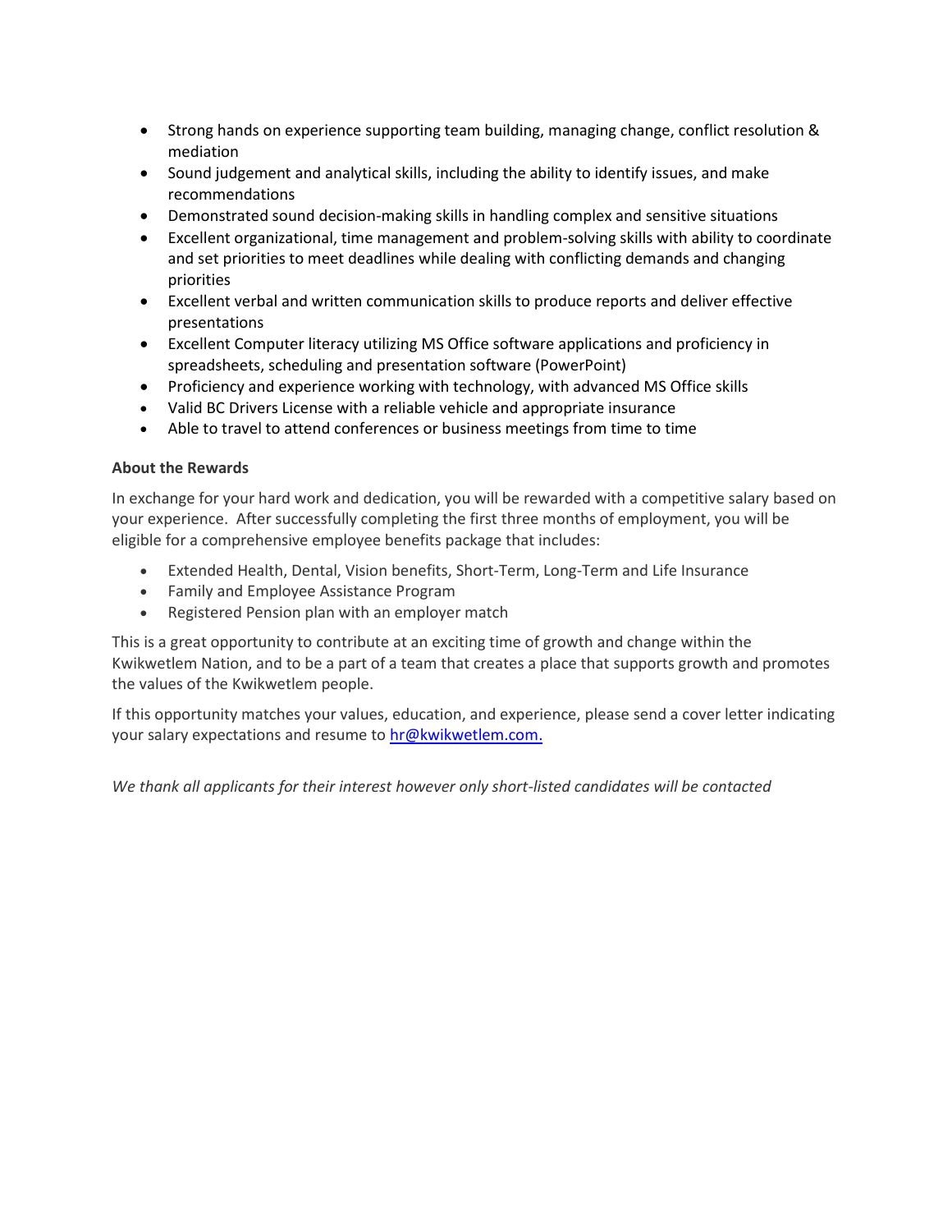- Strong hands on experience supporting team building, managing change, conflict resolution & mediation
- Sound judgement and analytical skills, including the ability to identify issues, and make recommendations
- Demonstrated sound decision-making skills in handling complex and sensitive situations
- Excellent organizational, time management and problem-solving skills with ability to coordinate and set priorities to meet deadlines while dealing with conflicting demands and changing priorities
- Excellent verbal and written communication skills to produce reports and deliver effective presentations
- Excellent Computer literacy utilizing MS Office software applications and proficiency in spreadsheets, scheduling and presentation software (PowerPoint)
- Proficiency and experience working with technology, with advanced MS Office skills
- Valid BC Drivers License with a reliable vehicle and appropriate insurance
- Able to travel to attend conferences or business meetings from time to time

**About the Rewards**

In exchange for your hard work and dedication, you will be rewarded with a competitive salary based on your experience. After successfully completing the first three months of employment, you will be eligible for a comprehensive employee benefits package that includes:

- Extended Health, Dental, Vision benefits, Short-Term, Long-Term and Life Insurance
- Family and Employee Assistance Program
- Registered Pension plan with an employer match

This is a great opportunity to contribute at an exciting time of growth and change within the Kwikwetlem Nation, and to be a part of a team that creates a place that supports growth and promotes the values of the Kwikwetlem people.

If this opportunity matches your values, education, and experience, please send a cover letter indicating your salary expectations and resume to hr@kwikwetlem.com.

*We thank all applicants for their interest however only short-listed candidates will be contacted*